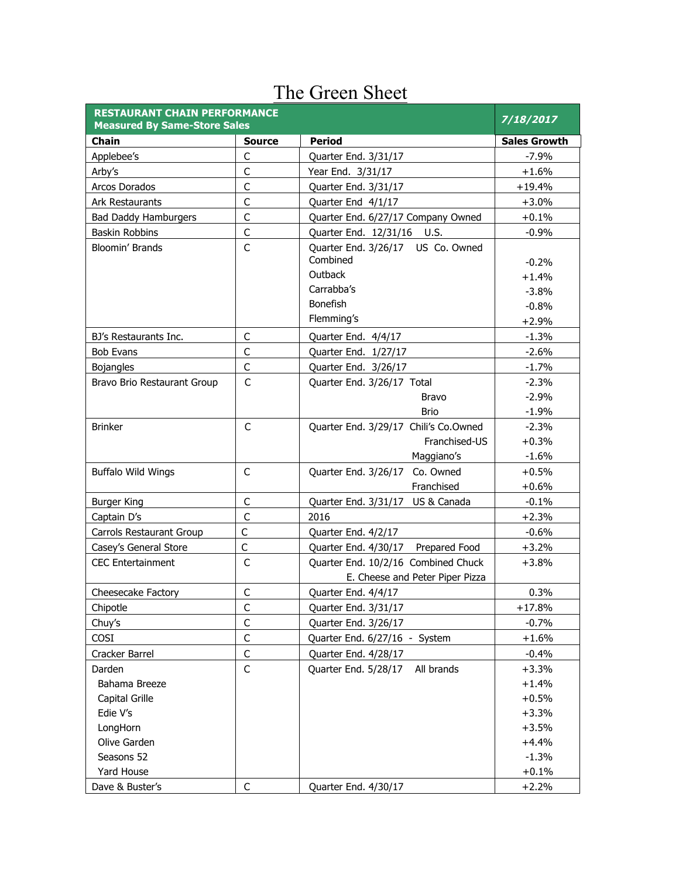# The Green Sheet

| RESTAURANT CHAIN PERFORMANCE Measured By Same-Store Sales | | | 7/18/2017 |
|---|---|---|---|
| **Chain** | **Source** | **Period** | **Sales Growth** |
| Applebee's | C | Quarter End. 3/31/17 | -7.9% |
| Arby's | C | Year End. 3/31/17 | +1.6% |
| Arcos Dorados | C | Quarter End. 3/31/17 | +19.4% |
| Ark Restaurants | C | Quarter End 4/1/17 | +3.0% |
| Bad Daddy Hamburgers | C | Quarter End. 6/27/17 Company Owned | +0.1% |
| Baskin Robbins | C | Quarter End. 12/31/16 U.S. | -0.9% |
| Bloomin' Brands | C | Quarter End. 3/26/17 US Co. Owned | |
| | | Combined | -0.2% |
| | | Outback | +1.4% |
| | | Carrabba's | -3.8% |
| | | Bonefish | -0.8% |
| | | Flemming's | +2.9% |
| BJ's Restaurants Inc. | C | Quarter End. 4/4/17 | -1.3% |
| Bob Evans | C | Quarter End. 1/27/17 | -2.6% |
| Bojangles | C | Quarter End. 3/26/17 | -1.7% |
| Bravo Brio Restaurant Group | C | Quarter End. 3/26/17 Total | -2.3% |
| | | Bravo | -2.9% |
| | | Brio | -1.9% |
| Brinker | C | Quarter End. 3/29/17 Chili's Co.Owned | -2.3% |
| | | Franchised-US | +0.3% |
| | | Maggiano's | -1.6% |
| Buffalo Wild Wings | C | Quarter End. 3/26/17 Co. Owned | +0.5% |
| | | Franchised | +0.6% |
| Burger King | C | Quarter End. 3/31/17 US & Canada | -0.1% |
| Captain D's | C | 2016 | +2.3% |
| Carrols Restaurant Group | C | Quarter End. 4/2/17 | -0.6% |
| Casey's General Store | C | Quarter End. 4/30/17 Prepared Food | +3.2% |
| CEC Entertainment | C | Quarter End. 10/2/16 Combined Chuck E. Cheese and Peter Piper Pizza | +3.8% |
| Cheesecake Factory | C | Quarter End. 4/4/17 | 0.3% |
| Chipotle | C | Quarter End. 3/31/17 | +17.8% |
| Chuy's | C | Quarter End. 3/26/17 | -0.7% |
| COSI | C | Quarter End. 6/27/16 - System | +1.6% |
| Cracker Barrel | C | Quarter End. 4/28/17 | -0.4% |
| Darden | C | Quarter End. 5/28/17 All brands | +3.3% |
| Bahama Breeze | | | +1.4% |
| Capital Grille | | | +0.5% |
| Edie V's | | | +3.3% |
| LongHorn | | | +3.5% |
| Olive Garden | | | +4.4% |
| Seasons 52 | | | -1.3% |
| Yard House | | | +0.1% |
| Dave & Buster's | C | Quarter End. 4/30/17 | +2.2% |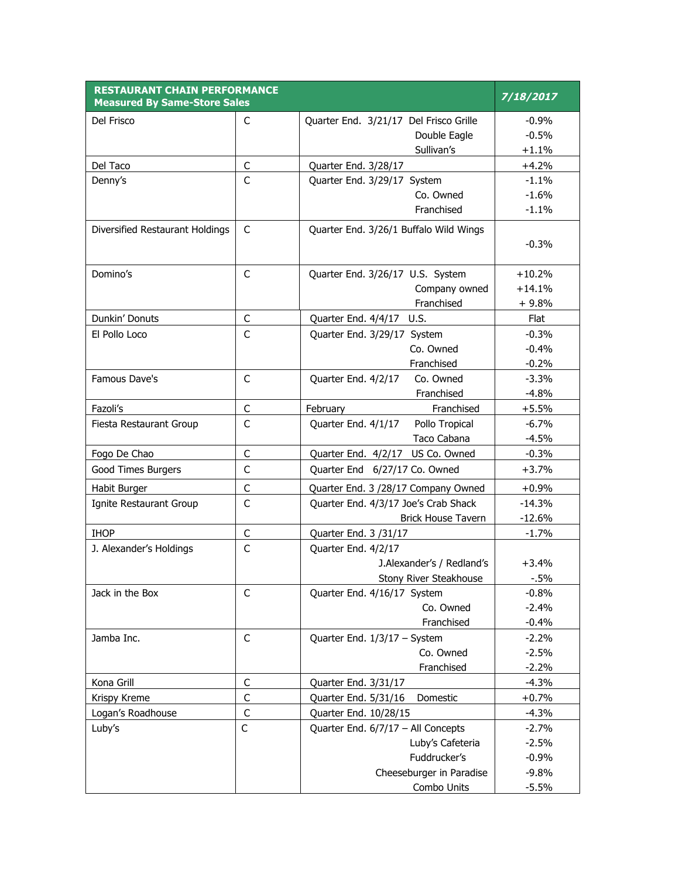| RESTAURANT CHAIN PERFORMANCE Measured By Same-Store Sales | | | 7/18/2017 |
|---|---|---|---|
| Del Frisco | C | Quarter End. 3/21/17 Del Frisco Grille | -0.9% |
| | | Double Eagle | -0.5% |
| | | Sullivan's | +1.1% |
| Del Taco | C | Quarter End. 3/28/17 | +4.2% |
| Denny's | C | Quarter End. 3/29/17 System | -1.1% |
| | | Co. Owned | -1.6% |
| | | Franchised | -1.1% |
| Diversified Restaurant Holdings | C | Quarter End. 3/26/1 Buffalo Wild Wings | -0.3% |
| Domino's | C | Quarter End. 3/26/17 U.S. System | +10.2% |
| | | Company owned | +14.1% |
| | | Franchised | + 9.8% |
| Dunkin' Donuts | C | Quarter End. 4/4/17 U.S. | Flat |
| El Pollo Loco | C | Quarter End. 3/29/17 System | -0.3% |
| | | Co. Owned | -0.4% |
| | | Franchised | -0.2% |
| Famous Dave's | C | Quarter End. 4/2/17 Co. Owned | -3.3% |
| | | Franchised | -4.8% |
| Fazoli's | C | February Franchised | +5.5% |
| Fiesta Restaurant Group | C | Quarter End. 4/1/17 Pollo Tropical | -6.7% |
| | | Taco Cabana | -4.5% |
| Fogo De Chao | C | Quarter End. 4/2/17 US Co. Owned | -0.3% |
| Good Times Burgers | C | Quarter End 6/27/17 Co. Owned | +3.7% |
| Habit Burger | C | Quarter End. 3 /28/17 Company Owned | +0.9% |
| Ignite Restaurant Group | C | Quarter End. 4/3/17 Joe's Crab Shack | -14.3% |
| | | Brick House Tavern | -12.6% |
| IHOP | C | Quarter End. 3 /31/17 | -1.7% |
| J. Alexander's Holdings | C | Quarter End. 4/2/17 | |
| | | J.Alexander's / Redland's | +3.4% |
| | | Stony River Steakhouse | -.5% |
| Jack in the Box | C | Quarter End. 4/16/17 System | -0.8% |
| | | Co. Owned | -2.4% |
| | | Franchised | -0.4% |
| Jamba Inc. | C | Quarter End. 1/3/17 – System | -2.2% |
| | | Co. Owned | -2.5% |
| | | Franchised | -2.2% |
| Kona Grill | C | Quarter End. 3/31/17 | -4.3% |
| Krispy Kreme | C | Quarter End. 5/31/16 Domestic | +0.7% |
| Logan's Roadhouse | C | Quarter End. 10/28/15 | -4.3% |
| Luby's | C | Quarter End. 6/7/17 – All Concepts | -2.7% |
| | | Luby's Cafeteria | -2.5% |
| | | Fuddrucker's | -0.9% |
| | | Cheeseburger in Paradise | -9.8% |
| | | Combo Units | -5.5% |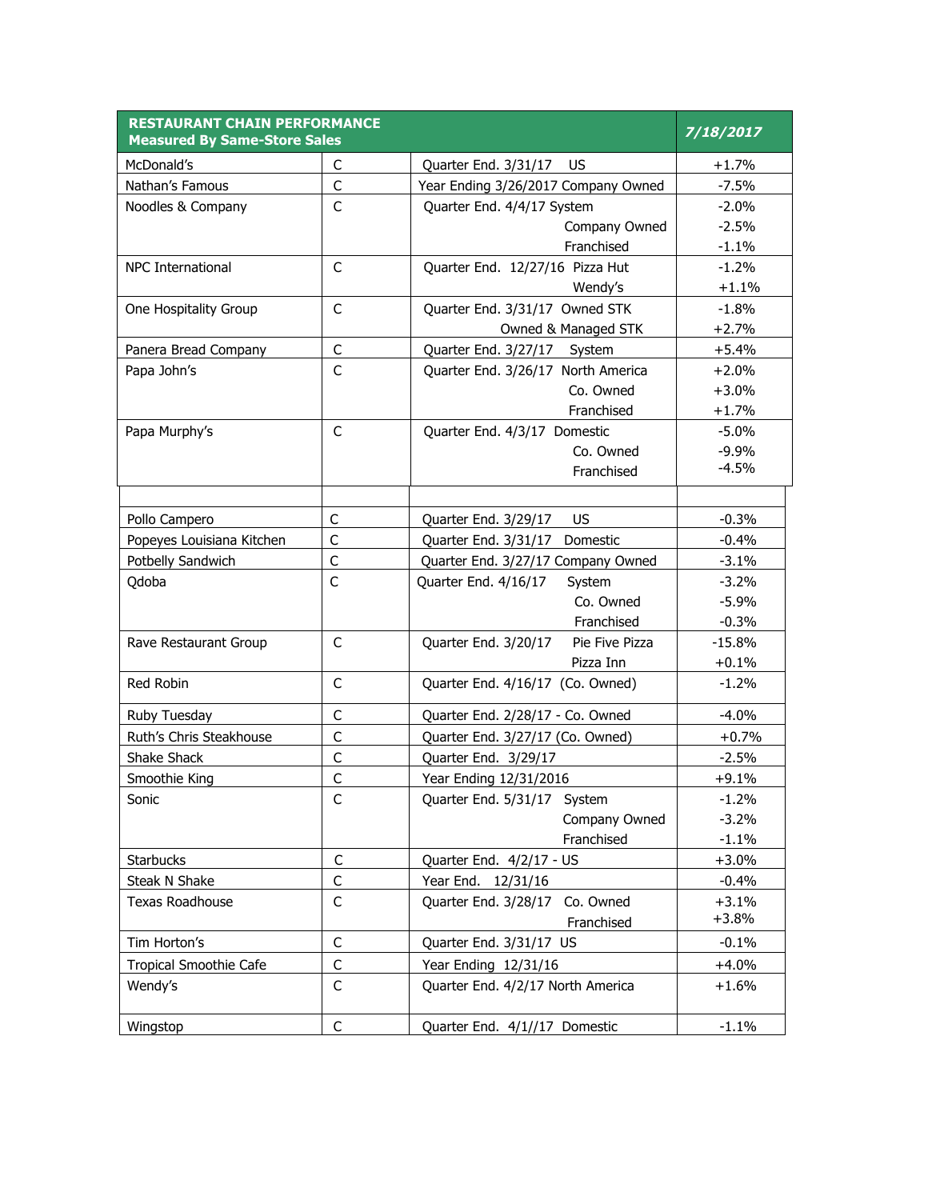| RESTAURANT CHAIN PERFORMANCE Measured By Same-Store Sales | | | 7/18/2017 |
|---|---|---|---|
| McDonald's | C | Quarter End. 3/31/17 US | +1.7% |
| Nathan's Famous | C | Year Ending 3/26/2017 Company Owned | -7.5% |
| Noodles & Company | C | Quarter End. 4/4/17 System | -2.0% |
| | | Company Owned | -2.5% |
| | | Franchised | -1.1% |
| NPC International | C | Quarter End. 12/27/16 Pizza Hut | -1.2% |
| | | Wendy's | +1.1% |
| One Hospitality Group | C | Quarter End. 3/31/17 Owned STK | -1.8% |
| | | Owned & Managed STK | +2.7% |
| Panera Bread Company | C | Quarter End. 3/27/17 System | +5.4% |
| Papa John's | C | Quarter End. 3/26/17 North America | +2.0% |
| | | Co. Owned | +3.0% |
| | | Franchised | +1.7% |
| Papa Murphy's | C | Quarter End. 4/3/17 Domestic | -5.0% |
| | | Co. Owned | -9.9% |
| | | Franchised | -4.5% |
| | | | |
| Pollo Campero | C | Quarter End. 3/29/17 US | -0.3% |
| Popeyes Louisiana Kitchen | C | Quarter End. 3/31/17 Domestic | -0.4% |
| Potbelly Sandwich | C | Quarter End. 3/27/17 Company Owned | -3.1% |
| Qdoba | C | Quarter End. 4/16/17 System | -3.2% |
| | | Co. Owned | -5.9% |
| | | Franchised | -0.3% |
| Rave Restaurant Group | C | Quarter End. 3/20/17 Pie Five Pizza | -15.8% |
| | | Pizza Inn | +0.1% |
| Red Robin | C | Quarter End. 4/16/17 (Co. Owned) | -1.2% |
| Ruby Tuesday | C | Quarter End. 2/28/17 - Co. Owned | -4.0% |
| Ruth's Chris Steakhouse | C | Quarter End. 3/27/17 (Co. Owned) | +0.7% |
| Shake Shack | C | Quarter End. 3/29/17 | -2.5% |
| Smoothie King | C | Year Ending 12/31/2016 | +9.1% |
| Sonic | C | Quarter End. 5/31/17 System | -1.2% |
| | | Company Owned | -3.2% |
| | | Franchised | -1.1% |
| Starbucks | C | Quarter End. 4/2/17 - US | +3.0% |
| Steak N Shake | C | Year End. 12/31/16 | -0.4% |
| Texas Roadhouse | C | Quarter End. 3/28/17 Co. Owned | +3.1% |
| | | Franchised | +3.8% |
| Tim Horton's | C | Quarter End. 3/31/17 US | -0.1% |
| Tropical Smoothie Cafe | C | Year Ending 12/31/16 | +4.0% |
| Wendy's | C | Quarter End. 4/2/17 North America | +1.6% |
| Wingstop | C | Quarter End. 4/1//17 Domestic | -1.1% |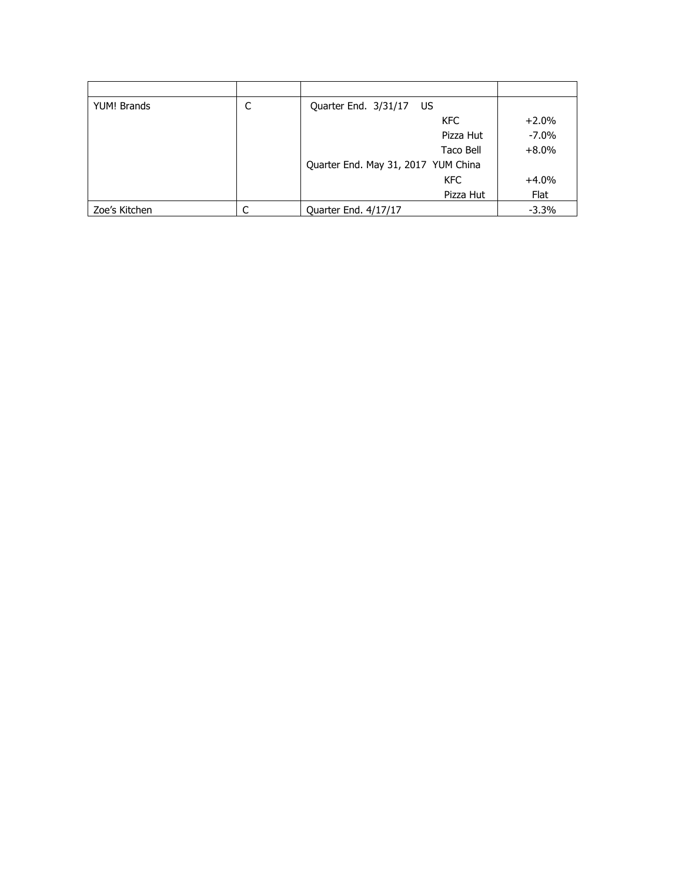| | | | |
|---|---|---|---|
| YUM! Brands | C | Quarter End. 3/31/17 US | |
| | | KFC | +2.0% |
| | | Pizza Hut | -7.0% |
| | | Taco Bell | +8.0% |
| | | Quarter End. May 31, 2017 YUM China | |
| | | KFC | +4.0% |
| | | Pizza Hut | Flat |
| Zoe's Kitchen | C | Quarter End. 4/17/17 | -3.3% |